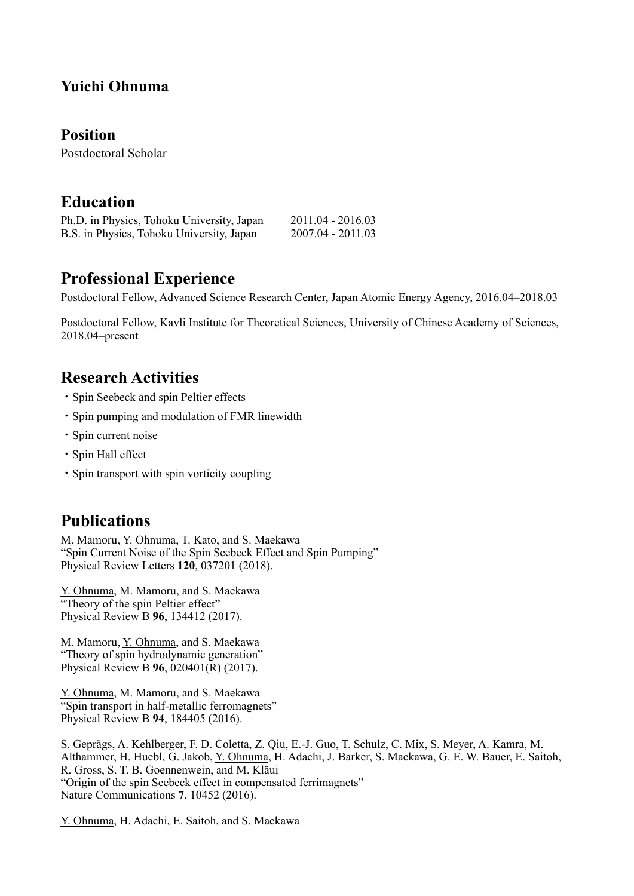# Yuichi Ohnuma

## Position

Postdoctoral Scholar

## Education

| | |
|---|---|
| Ph.D. in Physics, Tohoku University, Japan | 2011.04 - 2016.03 |
| B.S. in Physics, Tohoku University, Japan | 2007.04 - 2011.03 |

## Professional Experience

Postdoctoral Fellow, Advanced Science Research Center, Japan Atomic Energy Agency, 2016.04–2018.03

Postdoctoral Fellow, Kavli Institute for Theoretical Sciences, University of Chinese Academy of Sciences, 2018.04–present

## Research Activities

- Spin Seebeck and spin Peltier effects
- Spin pumping and modulation of FMR linewidth
- Spin current noise
- Spin Hall effect
- Spin transport with spin vorticity coupling

## Publications

M. Mamoru, Y. Ohnuma, T. Kato, and S. Maekawa
"Spin Current Noise of the Spin Seebeck Effect and Spin Pumping"
Physical Review Letters **120**, 037201 (2018).

Y. Ohnuma, M. Mamoru, and S. Maekawa
"Theory of the spin Peltier effect"
Physical Review B **96**, 134412 (2017).

M. Mamoru, Y. Ohnuma, and S. Maekawa
"Theory of spin hydrodynamic generation"
Physical Review B **96**, 020401(R) (2017).

Y. Ohnuma, M. Mamoru, and S. Maekawa
"Spin transport in half-metallic ferromagnets"
Physical Review B **94**, 184405 (2016).

S. Geprägs, A. Kehlberger, F. D. Coletta, Z. Qiu, E.-J. Guo, T. Schulz, C. Mix, S. Meyer, A. Kamra, M. Althammer, H. Huebl, G. Jakob, Y. Ohnuma, H. Adachi, J. Barker, S. Maekawa, G. E. W. Bauer, E. Saitoh, R. Gross, S. T. B. Goennenwein, and M. Kläui
"Origin of the spin Seebeck effect in compensated ferrimagnets"
Nature Communications **7**, 10452 (2016).

Y. Ohnuma, H. Adachi, E. Saitoh, and S. Maekawa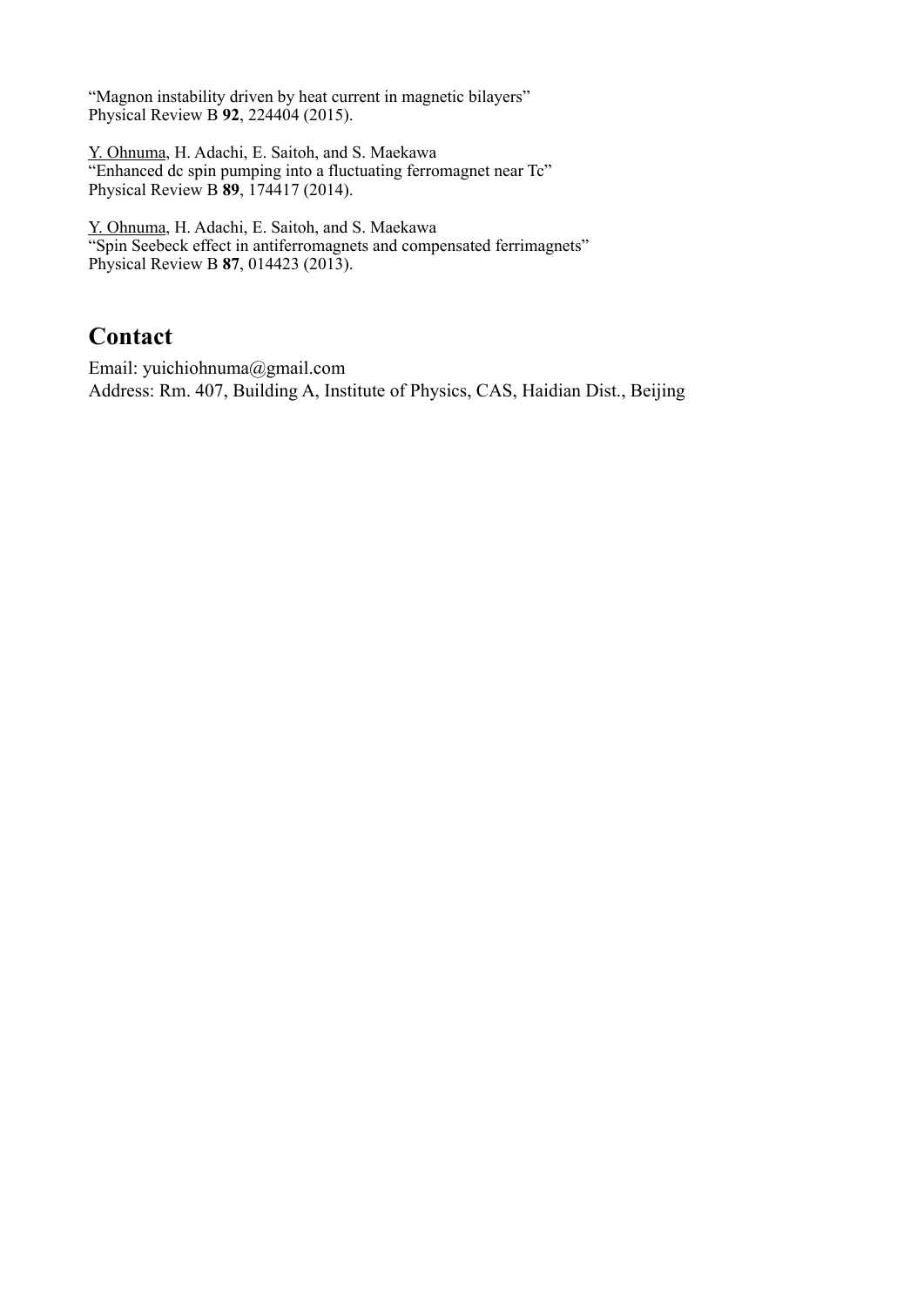"Magnon instability driven by heat current in magnetic bilayers"
Physical Review B **92**, 224404 (2015).

Y. Ohnuma, H. Adachi, E. Saitoh, and S. Maekawa
"Enhanced dc spin pumping into a fluctuating ferromagnet near Tc"
Physical Review B **89**, 174417 (2014).

Y. Ohnuma, H. Adachi, E. Saitoh, and S. Maekawa
"Spin Seebeck effect in antiferromagnets and compensated ferrimagnets"
Physical Review B **87**, 014423 (2013).

## Contact

Email: yuichiohnuma@gmail.com
Address: Rm. 407, Building A, Institute of Physics, CAS, Haidian Dist., Beijing